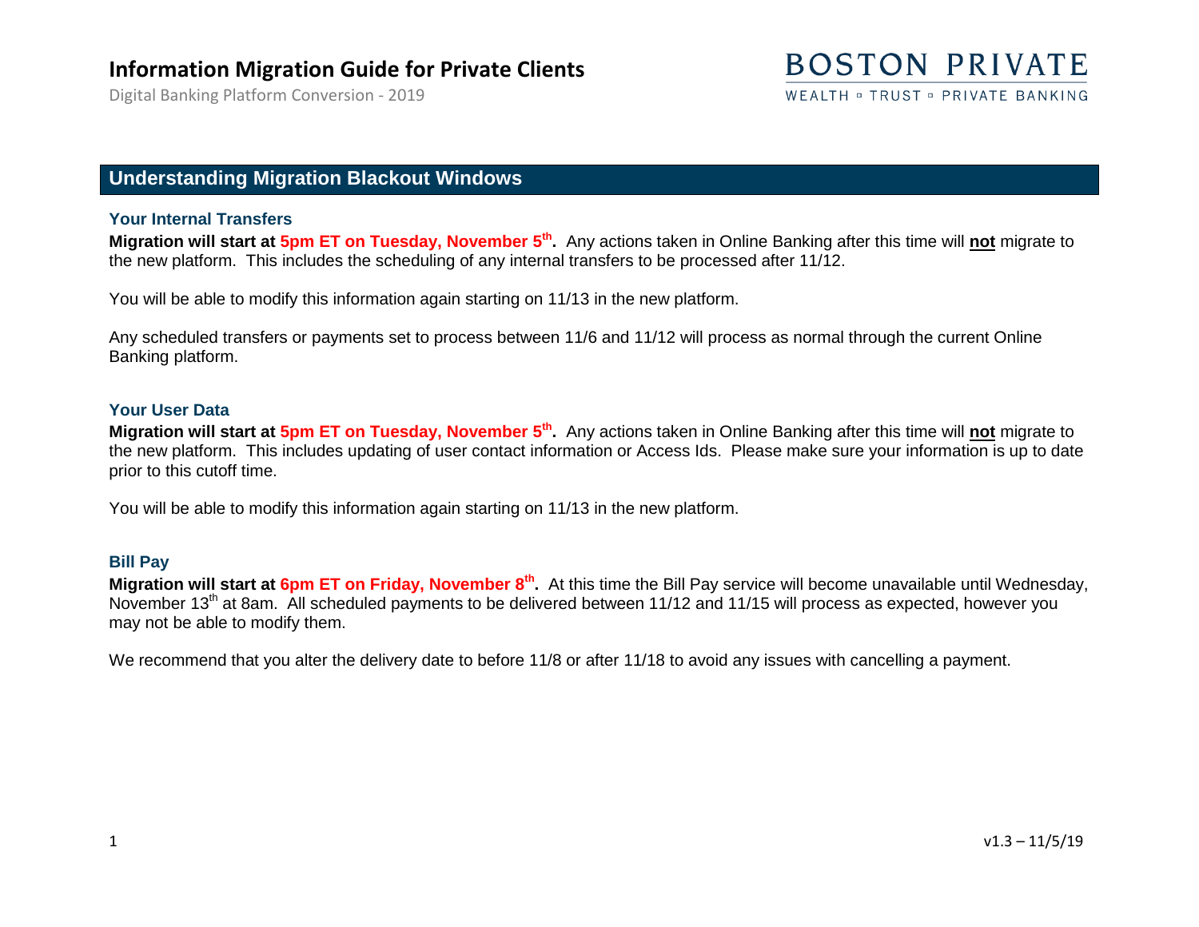# Information Migration Guide for Private Clients

Digital Banking Platform Conversion - 2019

BOSTON PRIVATE
WEALTH ▫ TRUST ▫ PRIVATE BANKING

## Understanding Migration Blackout Windows

### Your Internal Transfers

**Migration will start at 5pm ET on Tuesday, November 5th.** Any actions taken in Online Banking after this time will **not** migrate to the new platform. This includes the scheduling of any internal transfers to be processed after 11/12.

You will be able to modify this information again starting on 11/13 in the new platform.

Any scheduled transfers or payments set to process between 11/6 and 11/12 will process as normal through the current Online Banking platform.

### Your User Data

**Migration will start at 5pm ET on Tuesday, November 5th.** Any actions taken in Online Banking after this time will **not** migrate to the new platform. This includes updating of user contact information or Access Ids. Please make sure your information is up to date prior to this cutoff time.

You will be able to modify this information again starting on 11/13 in the new platform.

### Bill Pay

**Migration will start at 6pm ET on Friday, November 8th.** At this time the Bill Pay service will become unavailable until Wednesday, November 13th at 8am. All scheduled payments to be delivered between 11/12 and 11/15 will process as expected, however you may not be able to modify them.

We recommend that you alter the delivery date to before 11/8 or after 11/18 to avoid any issues with cancelling a payment.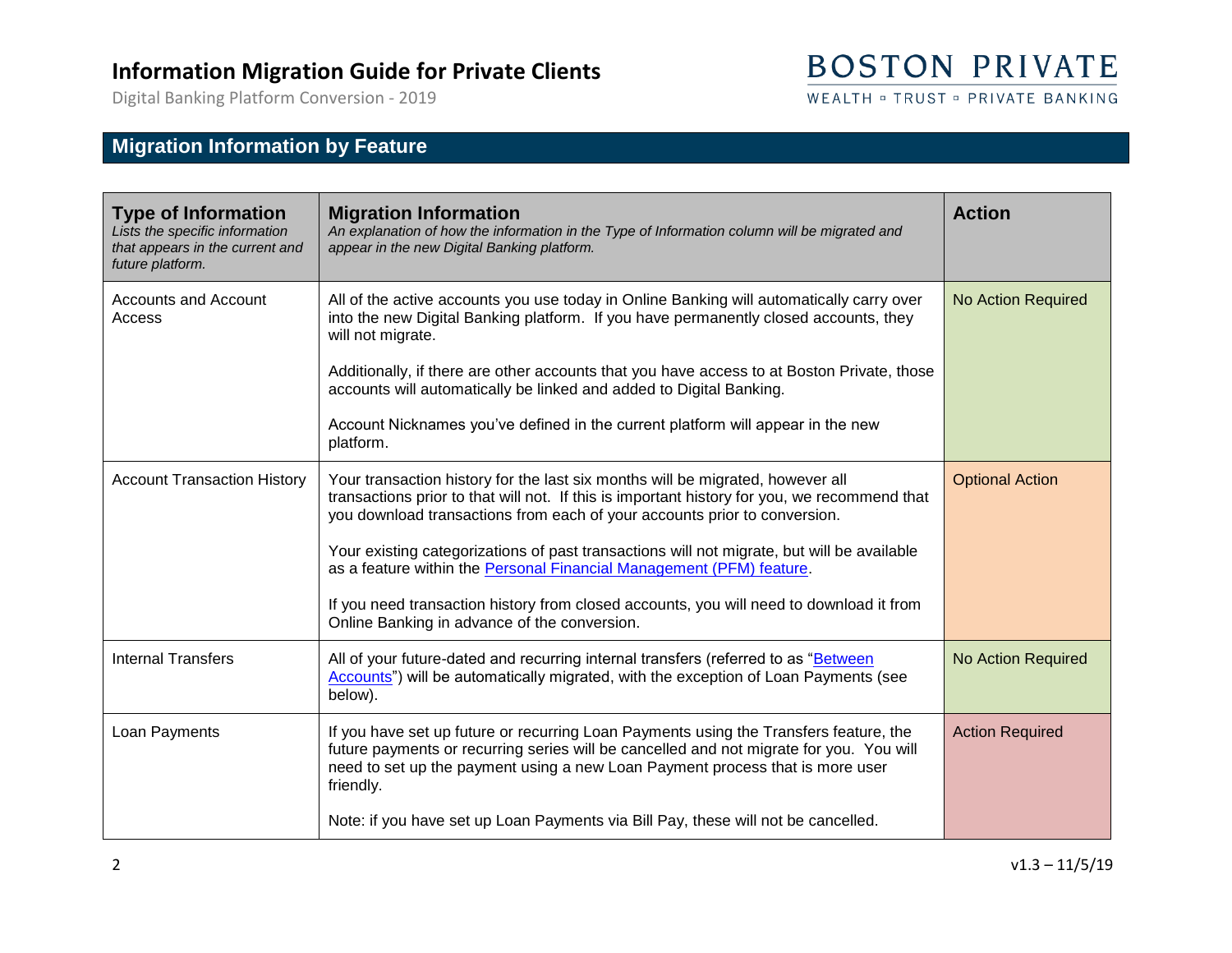## Migration Information by Feature

| **Type of Information** *Lists the specific information that appears in the current and future platform.* | **Migration Information** *An explanation of how the information in the Type of Information column will be migrated and appear in the new Digital Banking platform.* | **Action** |
|---|---|---|
| Accounts and Account Access | All of the active accounts you use today in Online Banking will automatically carry over into the new Digital Banking platform. If you have permanently closed accounts, they will not migrate.<br><br>Additionally, if there are other accounts that you have access to at Boston Private, those accounts will automatically be linked and added to Digital Banking.<br><br>Account Nicknames you've defined in the current platform will appear in the new platform. | No Action Required |
| Account Transaction History | Your transaction history for the last six months will be migrated, however all transactions prior to that will not. If this is important history for you, we recommend that you download transactions from each of your accounts prior to conversion.<br><br>Your existing categorizations of past transactions will not migrate, but will be available as a feature within the Personal Financial Management (PFM) feature.<br><br>If you need transaction history from closed accounts, you will need to download it from Online Banking in advance of the conversion. | Optional Action |
| Internal Transfers | All of your future-dated and recurring internal transfers (referred to as "Between Accounts") will be automatically migrated, with the exception of Loan Payments (see below). | No Action Required |
| Loan Payments | If you have set up future or recurring Loan Payments using the Transfers feature, the future payments or recurring series will be cancelled and not migrate for you. You will need to set up the payment using a new Loan Payment process that is more user friendly.<br><br>Note: if you have set up Loan Payments via Bill Pay, these will not be cancelled. | Action Required |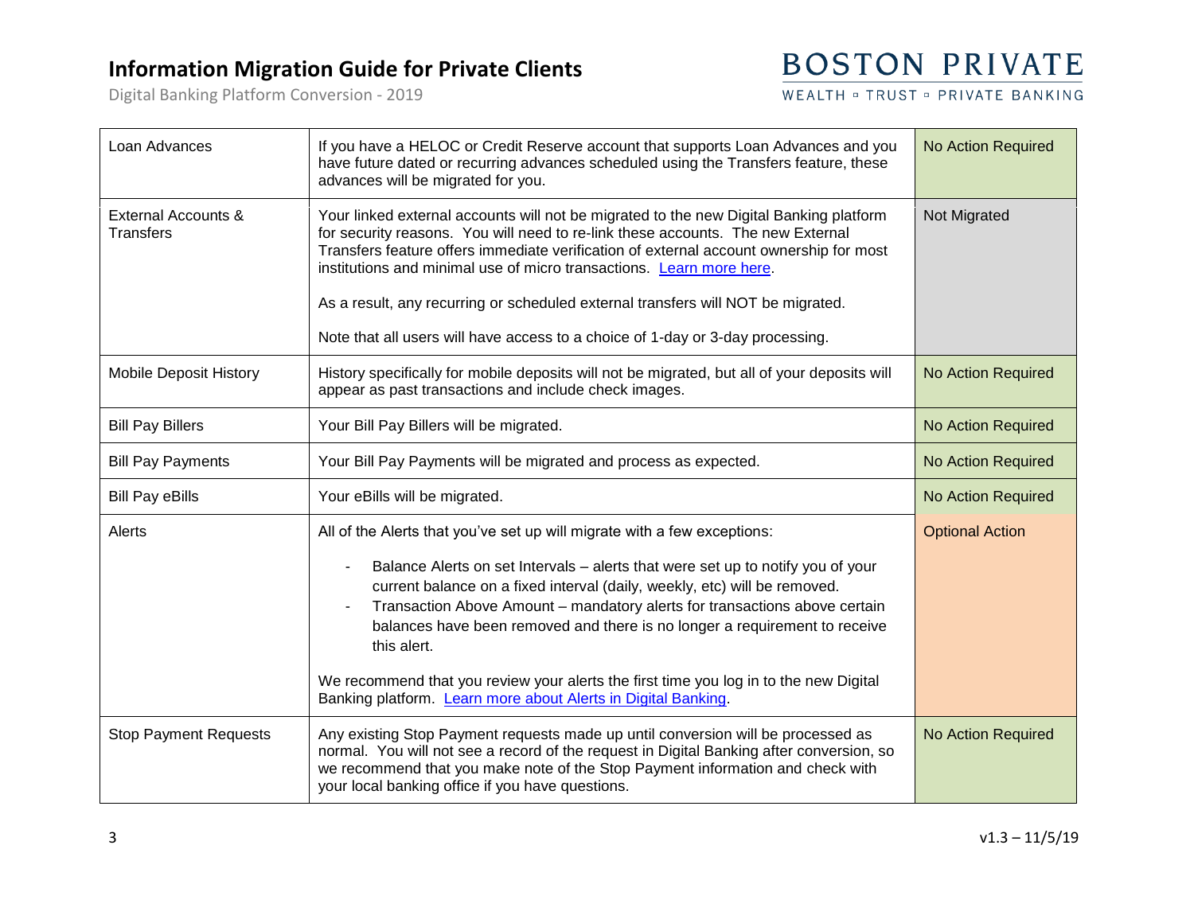| | | |
|---|---|---|
| Loan Advances | If you have a HELOC or Credit Reserve account that supports Loan Advances and you have future dated or recurring advances scheduled using the Transfers feature, these advances will be migrated for you. | No Action Required |
| External Accounts & Transfers | Your linked external accounts will not be migrated to the new Digital Banking platform for security reasons. You will need to re-link these accounts. The new External Transfers feature offers immediate verification of external account ownership for most institutions and minimal use of micro transactions. [Learn more here](). <br><br> As a result, any recurring or scheduled external transfers will NOT be migrated. <br><br> Note that all users will have access to a choice of 1-day or 3-day processing. | Not Migrated |
| Mobile Deposit History | History specifically for mobile deposits will not be migrated, but all of your deposits will appear as past transactions and include check images. | No Action Required |
| Bill Pay Billers | Your Bill Pay Billers will be migrated. | No Action Required |
| Bill Pay Payments | Your Bill Pay Payments will be migrated and process as expected. | No Action Required |
| Bill Pay eBills | Your eBills will be migrated. | No Action Required |
| Alerts | All of the Alerts that you've set up will migrate with a few exceptions: <br><br> - Balance Alerts on set Intervals – alerts that were set up to notify you of your current balance on a fixed interval (daily, weekly, etc) will be removed. <br> - Transaction Above Amount – mandatory alerts for transactions above certain balances have been removed and there is no longer a requirement to receive this alert. <br><br> We recommend that you review your alerts the first time you log in to the new Digital Banking platform. [Learn more about Alerts in Digital Banking](). | Optional Action |
| Stop Payment Requests | Any existing Stop Payment requests made up until conversion will be processed as normal. You will not see a record of the request in Digital Banking after conversion, so we recommend that you make note of the Stop Payment information and check with your local banking office if you have questions. | No Action Required |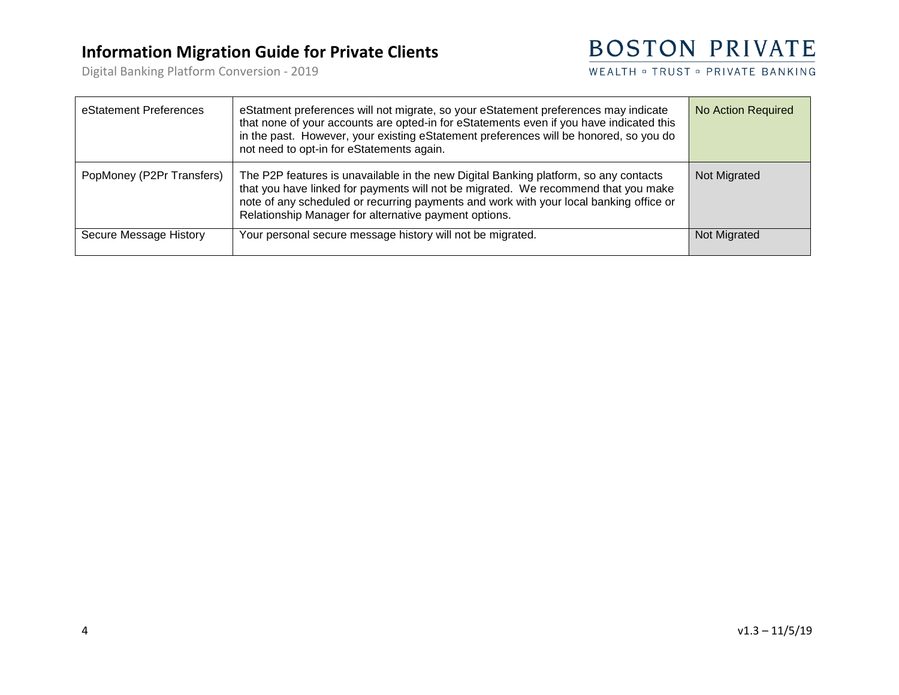| | | |
|---|---|---|
| eStatement Preferences | eStatment preferences will not migrate, so your eStatement preferences may indicate that none of your accounts are opted-in for eStatements even if you have indicated this in the past. However, your existing eStatement preferences will be honored, so you do not need to opt-in for eStatements again. | No Action Required |
| PopMoney (P2Pr Transfers) | The P2P features is unavailable in the new Digital Banking platform, so any contacts that you have linked for payments will not be migrated. We recommend that you make note of any scheduled or recurring payments and work with your local banking office or Relationship Manager for alternative payment options. | Not Migrated |
| Secure Message History | Your personal secure message history will not be migrated. | Not Migrated |